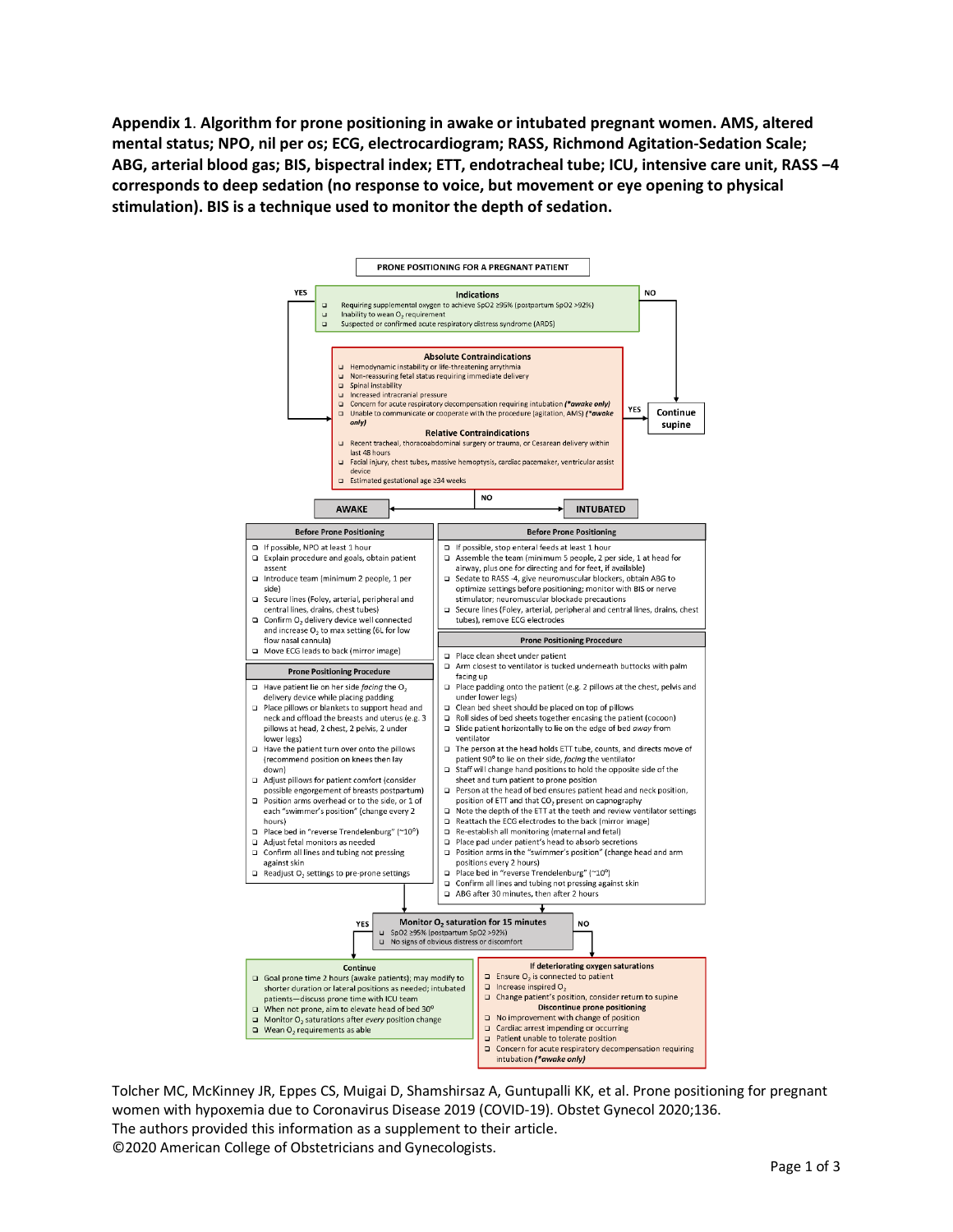**Appendix 1**. **Algorithm for prone positioning in awake or intubated pregnant women. AMS, altered mental status; NPO, nil per os; ECG, electrocardiogram; RASS, Richmond Agitation-Sedation Scale; ABG, arterial blood gas; BIS, bispectral index; ETT, endotracheal tube; ICU, intensive care unit, RASS –4 corresponds to deep sedation (no response to voice, but movement or eye opening to physical stimulation). BIS is a technique used to monitor the depth of sedation.**

## PRONE POSITIONING FOR A PREGNANT PATIENT

### Indications

- Requiring supplemental oxygen to achieve SpO2 ≥95% (postpartum SpO2 >92%)
- Inability to wean $O_2$ requirement
- Suspected or confirmed acute respiratory distress syndrome (ARDS)

Indications: YES → proceed to Contraindications. NO → Continue supine.

### Absolute Contraindications

- Hemodynamic instability or life-threatening arrythmia
- Non-reassuring fetal status requiring immediate delivery
- Spinal instability
- Increased intracranial pressure
- Concern for acute respiratory decompensation requiring intubation *(\*awake only)*
- Unable to communicate or cooperate with the procedure (agitation, AMS) *(\*awake only)*

### Relative Contraindications

- Recent tracheal, thoracoabdominal surgery or trauma, or Cesarean delivery within last 48 hours
- Facial injury, chest tubes, massive hemoptysis, cardiac pacemaker, ventricular assist device
- Estimated gestational age ≥34 weeks

Contraindications: YES → Continue supine. NO → AWAKE or INTUBATED.

## AWAKE

### Before Prone Positioning

- If possible, NPO at least 1 hour
- Explain procedure and goals, obtain patient assent
- Introduce team (minimum 2 people, 1 per side)
- Secure lines (Foley, arterial, peripheral and central lines, drains, chest tubes)
- Confirm $O_2$ delivery device well connected and increase $O_2$ to max setting (6L for low flow nasal cannula)
- Move ECG leads to back (mirror image)

### Prone Positioning Procedure

- Have patient lie on her side *facing* the $O_2$ delivery device while placing padding
- Place pillows or blankets to support head and neck and offload the breasts and uterus (e.g. 3 pillows at head, 2 chest, 2 pelvis, 2 under lower legs)
- Have the patient turn over onto the pillows (recommend position on knees then lay down)
- Adjust pillows for patient comfort (consider possible engorgement of breasts postpartum)
- Position arms overhead or to the side, or 1 of each "swimmer's position" (change every 2 hours)
- Place bed in "reverse Trendelenburg" (~10°)
- Adjust fetal monitors as needed
- Confirm all lines and tubing not pressing against skin
- Readjust $O_2$ settings to pre-prone settings

## INTUBATED

### Before Prone Positioning

- If possible, stop enteral feeds at least 1 hour
- Assemble the team (minimum 5 people, 2 per side, 1 at head for airway, plus one for directing and for feet, if available)
- Sedate to RASS -4, give neuromuscular blockers, obtain ABG to optimize settings before positioning; monitor with BIS or nerve stimulator; neuromuscular blockade precautions
- Secure lines (Foley, arterial, peripheral and central lines, drains, chest tubes), remove ECG electrodes

### Prone Positioning Procedure

- Place clean sheet under patient
- Arm closest to ventilator is tucked underneath buttocks with palm facing up
- Place padding onto the patient (e.g. 2 pillows at the chest, pelvis and under lower legs)
- Clean bed sheet should be placed on top of pillows
- Roll sides of bed sheets together encasing the patient (cocoon)
- Slide patient horizontally to lie on the edge of bed *away* from ventilator
- The person at the head holds ETT tube, counts, and directs move of patient 90° to lie on their side, *facing* the ventilator
- Staff will change hand positions to hold the opposite side of the sheet and turn patient to prone position
- Person at the head of bed ensures patient head and neck position, position of ETT and that $CO_2$ present on capnography
- Note the depth of the ETT at the teeth and review ventilator settings
- Reattach the ECG electrodes to the back (mirror image)
- Re-establish all monitoring (maternal and fetal)
- Place pad under patient's head to absorb secretions
- Position arms in the "swimmer's position" (change head and arm positions every 2 hours)
- Place bed in "reverse Trendelenburg" (~10°)
- Confirm all lines and tubing not pressing against skin
- ABG after 30 minutes, then after 2 hours

## Monitor $O_2$ saturation for 15 minutes

- SpO2 ≥95% (postpartum SpO2 >92%)
- No signs of obvious distress or discomfort

YES → Continue. NO → If deteriorating oxygen saturations.

### Continue

- Goal prone time 2 hours (awake patients); may modify to shorter duration or lateral positions as needed; intubated patients—discuss prone time with ICU team
- When not prone, aim to elevate head of bed 30°
- Monitor $O_2$ saturations after *every* position change
- Wean $O_2$ requirements as able

### If deteriorating oxygen saturations

- Ensure $O_2$ is connected to patient
- Increase inspired $O_2$
- Change patient's position, consider return to supine

### Discontinue prone positioning

- No improvement with change of position
- Cardiac arrest impending or occurring
- Patient unable to tolerate position
- Concern for acute respiratory decompensation requiring intubation *(\*awake only)*

Tolcher MC, McKinney JR, Eppes CS, Muigai D, Shamshirsaz A, Guntupalli KK, et al. Prone positioning for pregnant women with hypoxemia due to Coronavirus Disease 2019 (COVID-19). Obstet Gynecol 2020;136.
The authors provided this information as a supplement to their article.
©2020 American College of Obstetricians and Gynecologists.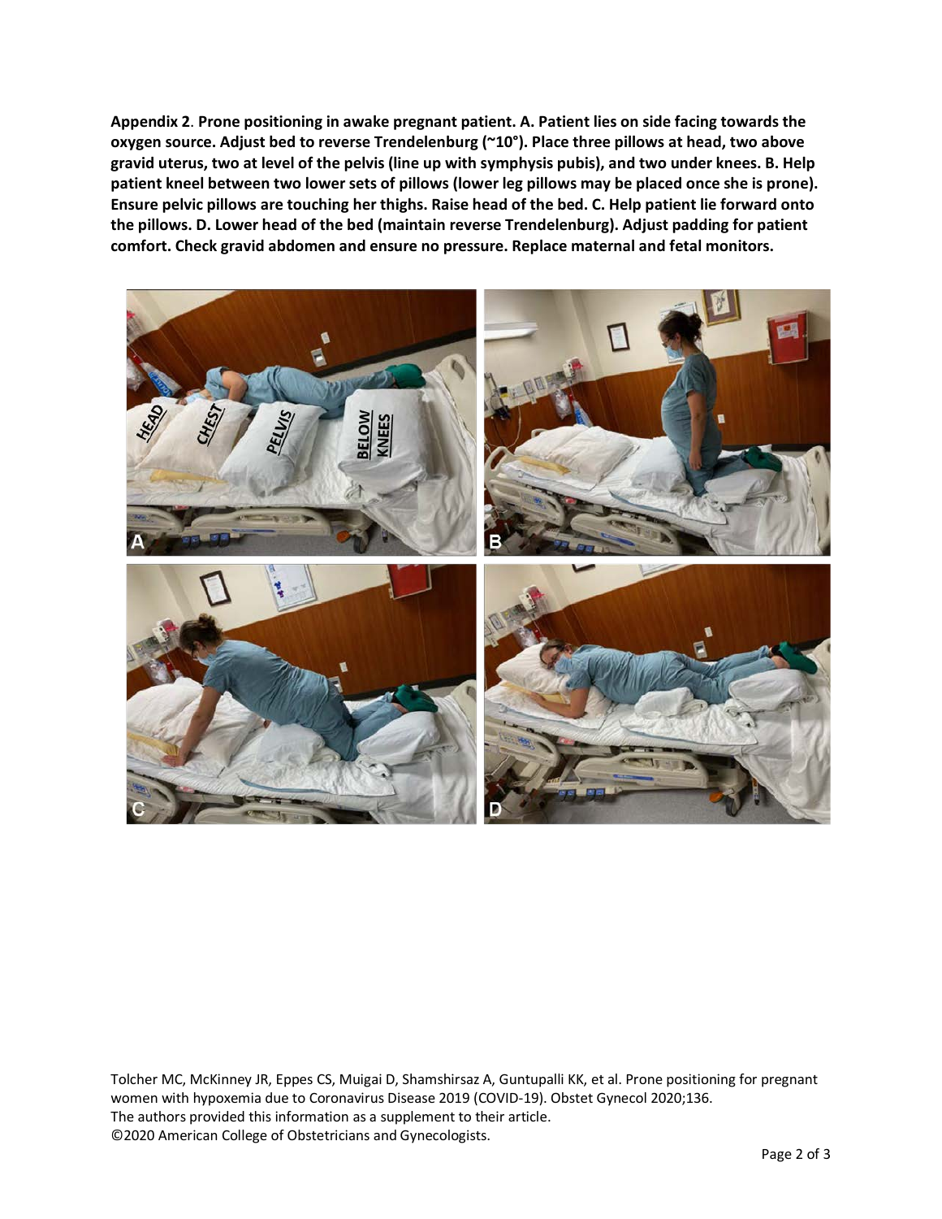**Appendix 2**. **Prone positioning in awake pregnant patient. A. Patient lies on side facing towards the oxygen source. Adjust bed to reverse Trendelenburg (~10°). Place three pillows at head, two above gravid uterus, two at level of the pelvis (line up with symphysis pubis), and two under knees. B. Help patient kneel between two lower sets of pillows (lower leg pillows may be placed once she is prone). Ensure pelvic pillows are touching her thighs. Raise head of the bed. C. Help patient lie forward onto the pillows. D. Lower head of the bed (maintain reverse Trendelenburg). Adjust padding for patient comfort. Check gravid abdomen and ensure no pressure. Replace maternal and fetal monitors.**

Tolcher MC, McKinney JR, Eppes CS, Muigai D, Shamshirsaz A, Guntupalli KK, et al. Prone positioning for pregnant women with hypoxemia due to Coronavirus Disease 2019 (COVID-19). Obstet Gynecol 2020;136.
The authors provided this information as a supplement to their article.
©2020 American College of Obstetricians and Gynecologists.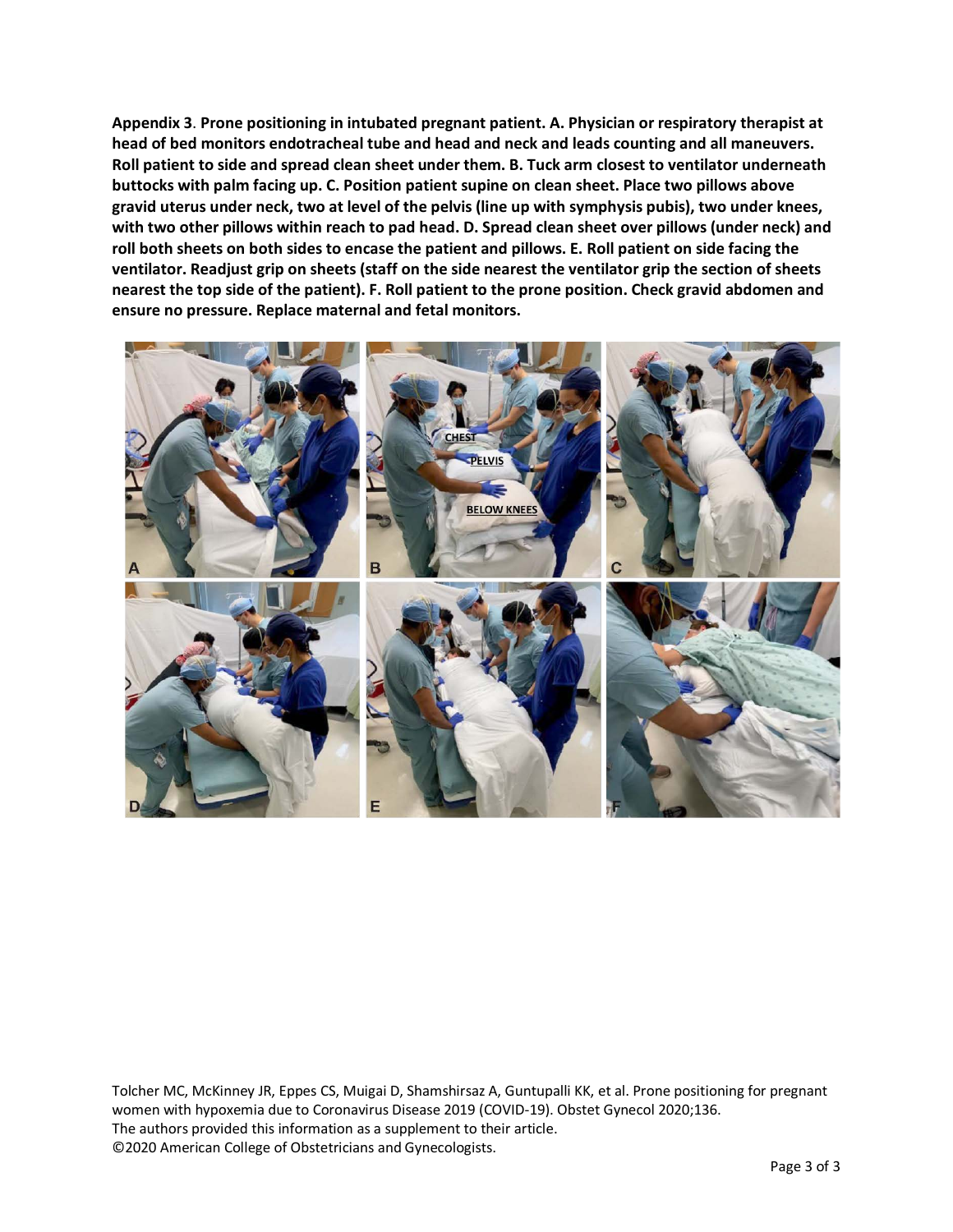**Appendix 3**. **Prone positioning in intubated pregnant patient. A. Physician or respiratory therapist at head of bed monitors endotracheal tube and head and neck and leads counting and all maneuvers. Roll patient to side and spread clean sheet under them. B. Tuck arm closest to ventilator underneath buttocks with palm facing up. C. Position patient supine on clean sheet. Place two pillows above gravid uterus under neck, two at level of the pelvis (line up with symphysis pubis), two under knees, with two other pillows within reach to pad head. D. Spread clean sheet over pillows (under neck) and roll both sheets on both sides to encase the patient and pillows. E. Roll patient on side facing the ventilator. Readjust grip on sheets (staff on the side nearest the ventilator grip the section of sheets nearest the top side of the patient). F. Roll patient to the prone position. Check gravid abdomen and ensure no pressure. Replace maternal and fetal monitors.**

A

B

CHEST

PELVIS

BELOW KNEES

C

D

E

F

Tolcher MC, McKinney JR, Eppes CS, Muigai D, Shamshirsaz A, Guntupalli KK, et al. Prone positioning for pregnant women with hypoxemia due to Coronavirus Disease 2019 (COVID-19). Obstet Gynecol 2020;136.
The authors provided this information as a supplement to their article.
©2020 American College of Obstetricians and Gynecologists.